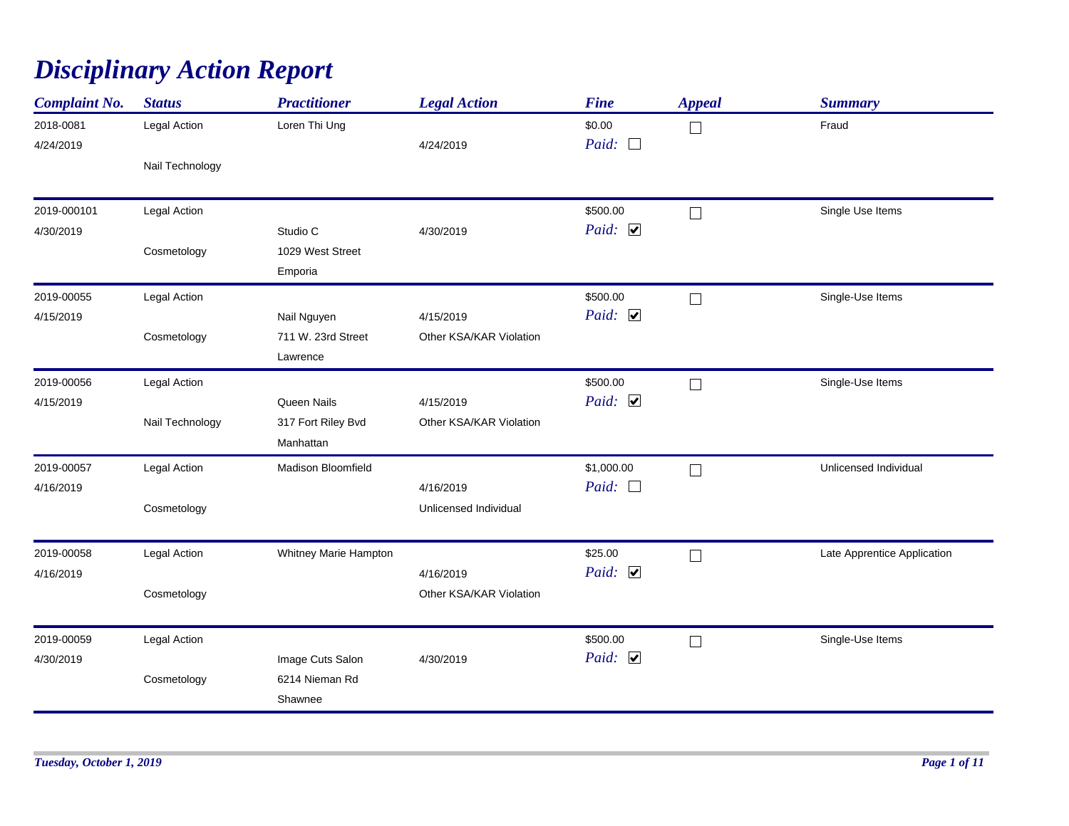# Disciplinary Action Report

| Complaint No. | Status | Practitioner | Legal Action | Fine | Appeal | Summary |
|---|---|---|---|---|---|---|
| 2018-0081<br>4/24/2019 | Legal Action<br><br>Nail Technology | Loren Thi Ung | <br>4/24/2019 | $0.00<br>Paid: ☐ | ☐ | Fraud |
| 2019-000101<br>4/30/2019 | Legal Action<br><br>Cosmetology | <br>Studio C<br>1029 West Street<br>Emporia | <br>4/30/2019 | $500.00<br>Paid: ☑ | ☐ | Single Use Items |
| 2019-00055<br>4/15/2019 | Legal Action<br><br>Cosmetology | <br>Nail Nguyen<br>711 W. 23rd Street<br>Lawrence | <br>4/15/2019<br>Other KSA/KAR Violation | $500.00<br>Paid: ☑ | ☐ | Single-Use Items |
| 2019-00056<br>4/15/2019 | Legal Action<br><br>Nail Technology | <br>Queen Nails<br>317 Fort Riley Bvd<br>Manhattan | <br>4/15/2019<br>Other KSA/KAR Violation | $500.00<br>Paid: ☑ | ☐ | Single-Use Items |
| 2019-00057<br>4/16/2019 | Legal Action<br><br>Cosmetology | Madison Bloomfield | <br>4/16/2019<br>Unlicensed Individual | $1,000.00<br>Paid: ☐ | ☐ | Unlicensed Individual |
| 2019-00058<br>4/16/2019 | Legal Action<br><br>Cosmetology | Whitney Marie Hampton | <br>4/16/2019<br>Other KSA/KAR Violation | $25.00<br>Paid: ☑ | ☐ | Late Apprentice Application |
| 2019-00059<br>4/30/2019 | Legal Action<br><br>Cosmetology | <br>Image Cuts Salon<br>6214 Nieman Rd<br>Shawnee | <br>4/30/2019 | $500.00<br>Paid: ☑ | ☐ | Single-Use Items |

*Tuesday, October 1, 2019*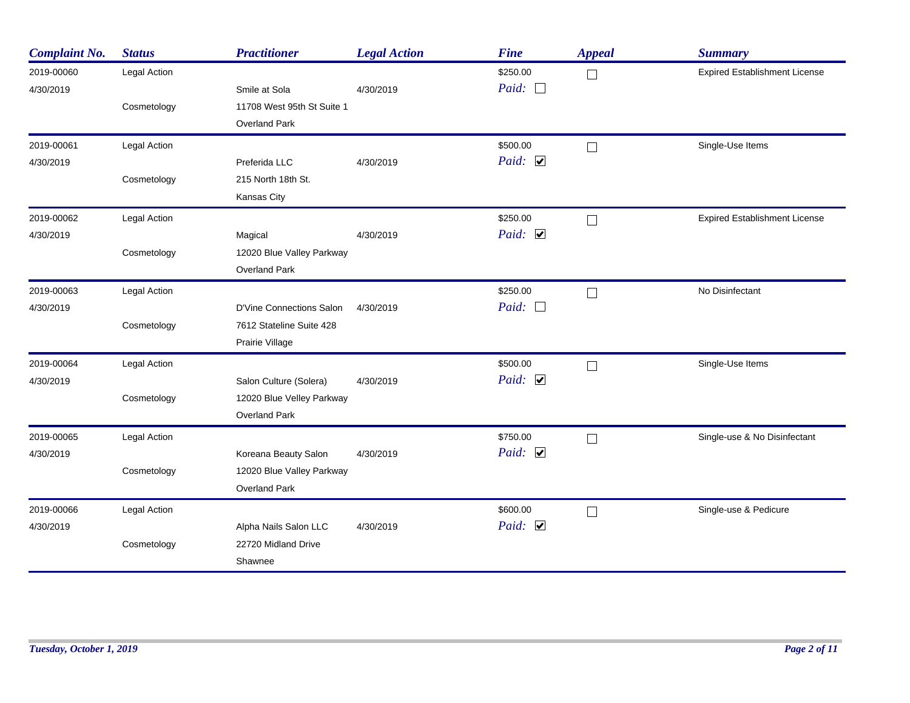| Complaint No. | Status | Practitioner | Legal Action | Fine | Appeal | Summary |
|---|---|---|---|---|---|---|
| 2019-00060<br>4/30/2019 | Legal Action<br>Cosmetology | Smile at Sola<br>11708 West 95th St Suite 1<br>Overland Park | 4/30/2019 | $250.00<br>Paid: ☐ | ☐ | Expired Establishment License |
| 2019-00061<br>4/30/2019 | Legal Action<br>Cosmetology | Preferida LLC<br>215 North 18th St.<br>Kansas City | 4/30/2019 | $500.00<br>Paid: ☑ | ☐ | Single-Use Items |
| 2019-00062<br>4/30/2019 | Legal Action<br>Cosmetology | Magical<br>12020 Blue Valley Parkway<br>Overland Park | 4/30/2019 | $250.00<br>Paid: ☑ | ☐ | Expired Establishment License |
| 2019-00063<br>4/30/2019 | Legal Action<br>Cosmetology | D'Vine Connections Salon<br>7612 Stateline Suite 428<br>Prairie Village | 4/30/2019 | $250.00<br>Paid: ☐ | ☐ | No Disinfectant |
| 2019-00064<br>4/30/2019 | Legal Action<br>Cosmetology | Salon Culture (Solera)<br>12020 Blue Velley Parkway<br>Overland Park | 4/30/2019 | $500.00<br>Paid: ☑ | ☐ | Single-Use Items |
| 2019-00065<br>4/30/2019 | Legal Action<br>Cosmetology | Koreana Beauty Salon<br>12020 Blue Valley Parkway<br>Overland Park | 4/30/2019 | $750.00<br>Paid: ☑ | ☐ | Single-use & No Disinfectant |
| 2019-00066<br>4/30/2019 | Legal Action<br>Cosmetology | Alpha Nails Salon LLC<br>22720 Midland Drive<br>Shawnee | 4/30/2019 | $600.00<br>Paid: ☑ | ☐ | Single-use & Pedicure |

*Tuesday, October 1, 2019*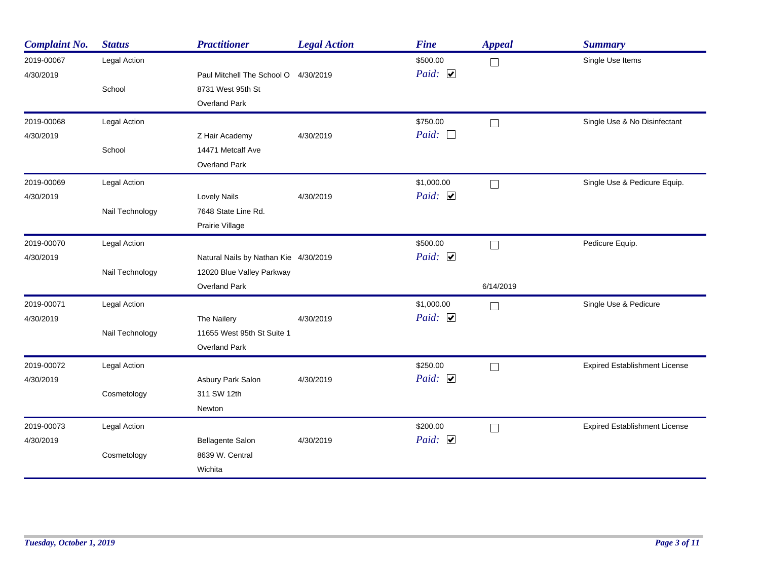| Complaint No. | Status | Practitioner | Legal Action | Fine | Appeal | Summary |
|---|---|---|---|---|---|---|
| 2019-00067 4/30/2019 | Legal Action School | Paul Mitchell The School O 8731 West 95th St Overland Park | 4/30/2019 | $500.00 Paid: ☑ | ☐ | Single Use Items |
| 2019-00068 4/30/2019 | Legal Action School | Z Hair Academy 14471 Metcalf Ave Overland Park | 4/30/2019 | $750.00 Paid: ☐ | ☐ | Single Use & No Disinfectant |
| 2019-00069 4/30/2019 | Legal Action Nail Technology | Lovely Nails 7648 State Line Rd. Prairie Village | 4/30/2019 | $1,000.00 Paid: ☑ | ☐ | Single Use & Pedicure Equip. |
| 2019-00070 4/30/2019 | Legal Action Nail Technology | Natural Nails by Nathan Kie 12020 Blue Valley Parkway Overland Park | 4/30/2019 | $500.00 Paid: ☑ | ☐ 6/14/2019 | Pedicure Equip. |
| 2019-00071 4/30/2019 | Legal Action Nail Technology | The Nailery 11655 West 95th St Suite 1 Overland Park | 4/30/2019 | $1,000.00 Paid: ☑ | ☐ | Single Use & Pedicure |
| 2019-00072 4/30/2019 | Legal Action Cosmetology | Asbury Park Salon 311 SW 12th Newton | 4/30/2019 | $250.00 Paid: ☑ | ☐ | Expired Establishment License |
| 2019-00073 4/30/2019 | Legal Action Cosmetology | Bellagente Salon 8639 W. Central Wichita | 4/30/2019 | $200.00 Paid: ☑ | ☐ | Expired Establishment License |

*Tuesday, October 1, 2019*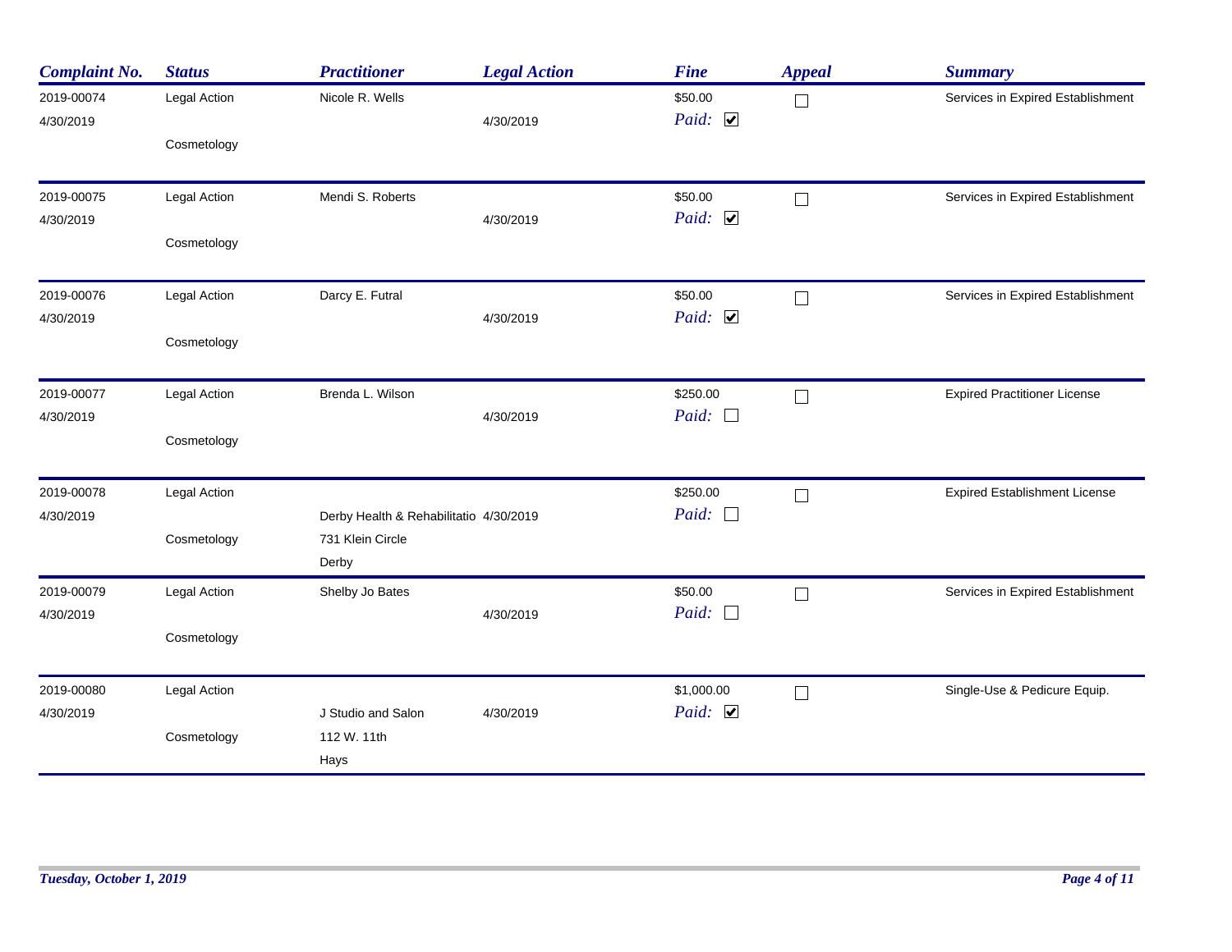| Complaint No. | Status | Practitioner | Legal Action | Fine | Appeal | Summary |
|---|---|---|---|---|---|---|
| 2019-00074<br>4/30/2019 | Legal Action<br>Cosmetology | Nicole R. Wells | 4/30/2019 | $50.00<br>Paid: ☑ | ☐ | Services in Expired Establishment |
| 2019-00075<br>4/30/2019 | Legal Action<br>Cosmetology | Mendi S. Roberts | 4/30/2019 | $50.00<br>Paid: ☑ | ☐ | Services in Expired Establishment |
| 2019-00076<br>4/30/2019 | Legal Action<br>Cosmetology | Darcy E. Futral | 4/30/2019 | $50.00<br>Paid: ☑ | ☐ | Services in Expired Establishment |
| 2019-00077<br>4/30/2019 | Legal Action<br>Cosmetology | Brenda L. Wilson | 4/30/2019 | $250.00<br>Paid: ☐ | ☐ | Expired Practitioner License |
| 2019-00078<br>4/30/2019 | Legal Action<br>Cosmetology | Derby Health & Rehabilitatio<br>731 Klein Circle<br>Derby | 4/30/2019 | $250.00<br>Paid: ☐ | ☐ | Expired Establishment License |
| 2019-00079<br>4/30/2019 | Legal Action<br>Cosmetology | Shelby Jo Bates | 4/30/2019 | $50.00<br>Paid: ☐ | ☐ | Services in Expired Establishment |
| 2019-00080<br>4/30/2019 | Legal Action<br>Cosmetology | J Studio and Salon<br>112 W. 11th<br>Hays | 4/30/2019 | $1,000.00<br>Paid: ☑ | ☐ | Single-Use & Pedicure Equip. |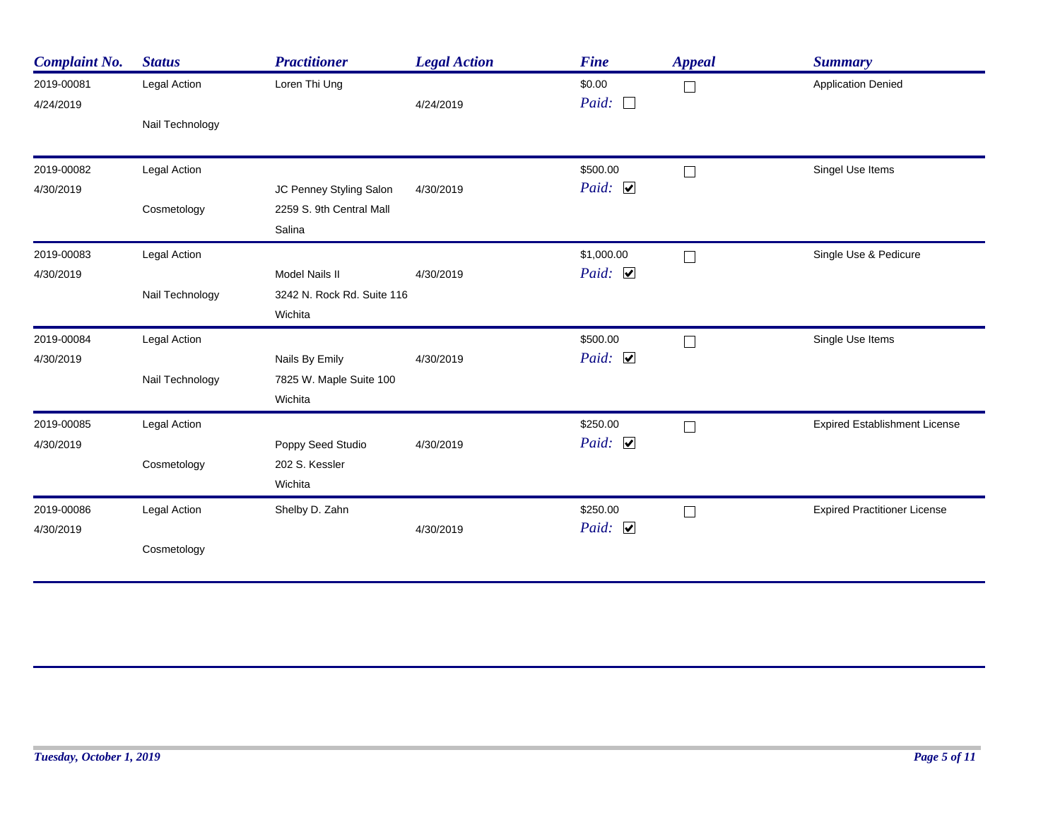| Complaint No. | Status | Practitioner | Legal Action | Fine | Appeal | Summary |
|---|---|---|---|---|---|---|
| 2019-00081<br>4/24/2019 | Legal Action<br>Nail Technology | Loren Thi Ung | 4/24/2019 | $0.00<br>Paid: ☐ | ☐ | Application Denied |
| 2019-00082<br>4/30/2019 | Legal Action<br>Cosmetology | JC Penney Styling Salon<br>2259 S. 9th Central Mall<br>Salina | 4/30/2019 | $500.00<br>Paid: ☑ | ☐ | Singel Use Items |
| 2019-00083<br>4/30/2019 | Legal Action<br>Nail Technology | Model Nails II<br>3242 N. Rock Rd. Suite 116<br>Wichita | 4/30/2019 | $1,000.00<br>Paid: ☑ | ☐ | Single Use & Pedicure |
| 2019-00084<br>4/30/2019 | Legal Action<br>Nail Technology | Nails By Emily<br>7825 W. Maple Suite 100<br>Wichita | 4/30/2019 | $500.00<br>Paid: ☑ | ☐ | Single Use Items |
| 2019-00085<br>4/30/2019 | Legal Action<br>Cosmetology | Poppy Seed Studio<br>202 S. Kessler<br>Wichita | 4/30/2019 | $250.00<br>Paid: ☑ | ☐ | Expired Establishment License |
| 2019-00086<br>4/30/2019 | Legal Action<br>Cosmetology | Shelby D. Zahn | 4/30/2019 | $250.00<br>Paid: ☑ | ☐ | Expired Practitioner License |

*Tuesday, October 1, 2019*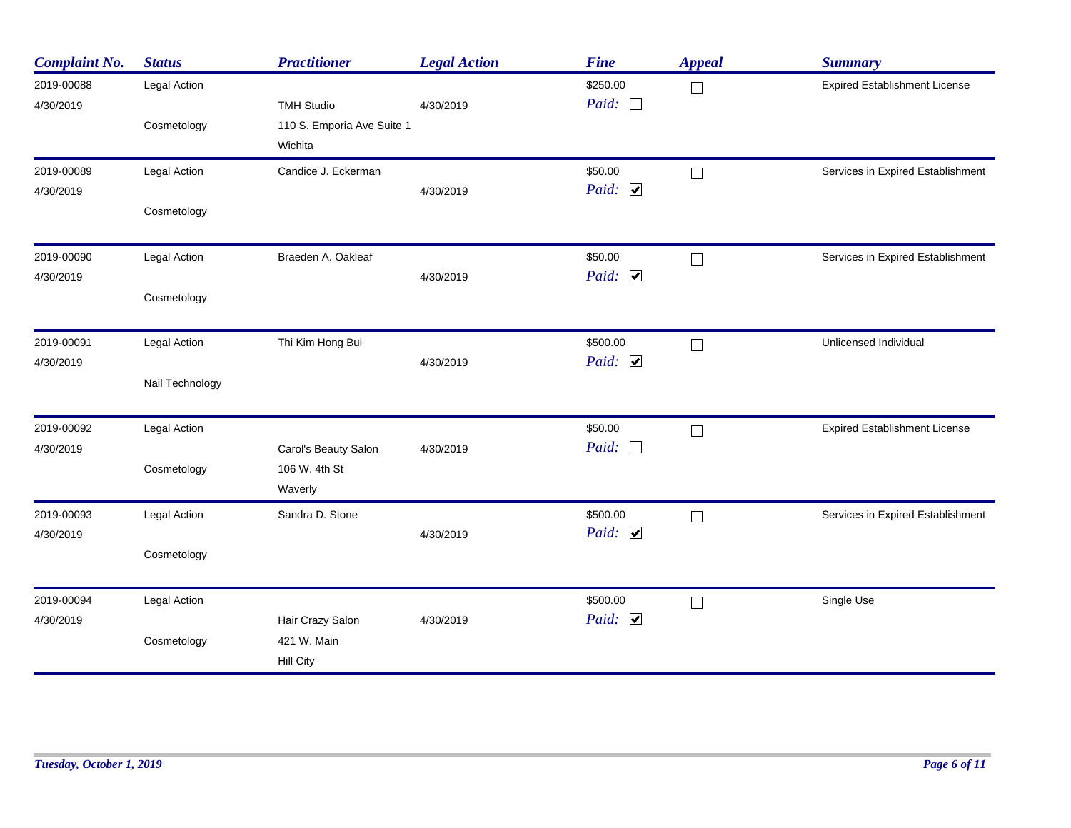| Complaint No. | Status | Practitioner | Legal Action | Fine | Appeal | Summary |
|---|---|---|---|---|---|---|
| 2019-00088<br>4/30/2019 | Legal Action<br>Cosmetology | TMH Studio<br>110 S. Emporia Ave Suite 1<br>Wichita | 4/30/2019 | $250.00<br>Paid: ☐ | ☐ | Expired Establishment License |
| 2019-00089<br>4/30/2019 | Legal Action<br>Cosmetology | Candice J. Eckerman | 4/30/2019 | $50.00<br>Paid: ☑ | ☐ | Services in Expired Establishment |
| 2019-00090<br>4/30/2019 | Legal Action<br>Cosmetology | Braeden A. Oakleaf | 4/30/2019 | $50.00<br>Paid: ☑ | ☐ | Services in Expired Establishment |
| 2019-00091<br>4/30/2019 | Legal Action<br>Nail Technology | Thi Kim Hong Bui | 4/30/2019 | $500.00<br>Paid: ☑ | ☐ | Unlicensed Individual |
| 2019-00092<br>4/30/2019 | Legal Action<br>Cosmetology | Carol's Beauty Salon<br>106 W. 4th St<br>Waverly | 4/30/2019 | $50.00<br>Paid: ☐ | ☐ | Expired Establishment License |
| 2019-00093<br>4/30/2019 | Legal Action<br>Cosmetology | Sandra D. Stone | 4/30/2019 | $500.00<br>Paid: ☑ | ☐ | Services in Expired Establishment |
| 2019-00094<br>4/30/2019 | Legal Action<br>Cosmetology | Hair Crazy Salon<br>421 W. Main<br>Hill City | 4/30/2019 | $500.00<br>Paid: ☑ | ☐ | Single Use |

*Tuesday, October 1, 2019*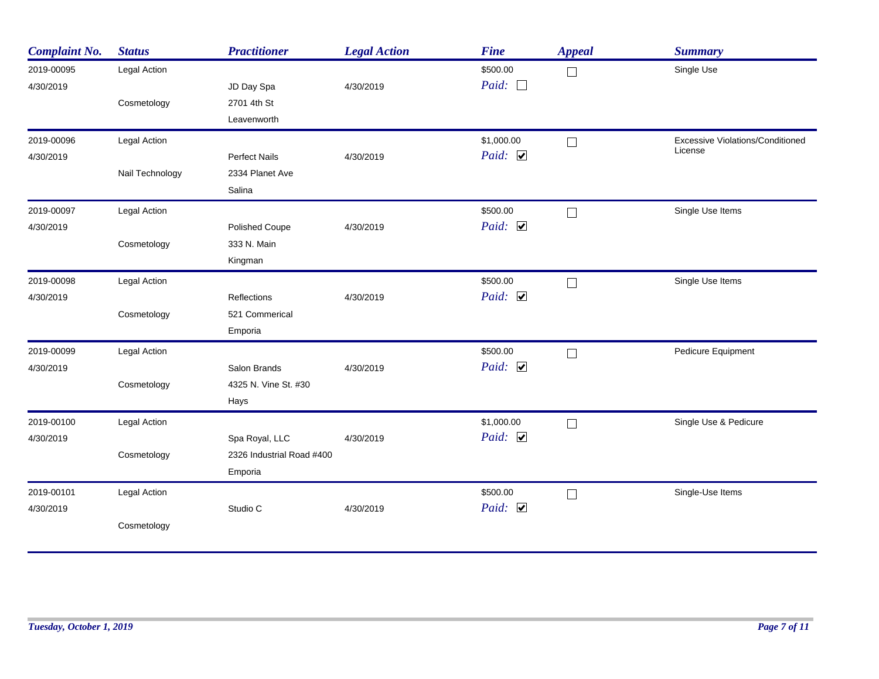| Complaint No. | Status | Practitioner | Legal Action | Fine | Appeal | Summary |
|---|---|---|---|---|---|---|
| 2019-00095<br>4/30/2019 | Legal Action<br>Cosmetology | JD Day Spa<br>2701 4th St<br>Leavenworth | 4/30/2019 | $500.00<br>Paid: ☐ | ☐ | Single Use |
| 2019-00096<br>4/30/2019 | Legal Action<br>Nail Technology | Perfect Nails<br>2334 Planet Ave<br>Salina | 4/30/2019 | $1,000.00<br>Paid: ☑ | ☐ | Excessive Violations/Conditioned License |
| 2019-00097<br>4/30/2019 | Legal Action<br>Cosmetology | Polished Coupe<br>333 N. Main<br>Kingman | 4/30/2019 | $500.00<br>Paid: ☑ | ☐ | Single Use Items |
| 2019-00098<br>4/30/2019 | Legal Action<br>Cosmetology | Reflections<br>521 Commerical<br>Emporia | 4/30/2019 | $500.00<br>Paid: ☑ | ☐ | Single Use Items |
| 2019-00099<br>4/30/2019 | Legal Action<br>Cosmetology | Salon Brands<br>4325 N. Vine St. #30<br>Hays | 4/30/2019 | $500.00<br>Paid: ☑ | ☐ | Pedicure Equipment |
| 2019-00100<br>4/30/2019 | Legal Action<br>Cosmetology | Spa Royal, LLC<br>2326 Industrial Road #400<br>Emporia | 4/30/2019 | $1,000.00<br>Paid: ☑ | ☐ | Single Use & Pedicure |
| 2019-00101<br>4/30/2019 | Legal Action<br>Cosmetology | Studio C | 4/30/2019 | $500.00<br>Paid: ☑ | ☐ | Single-Use Items |

*Tuesday, October 1, 2019*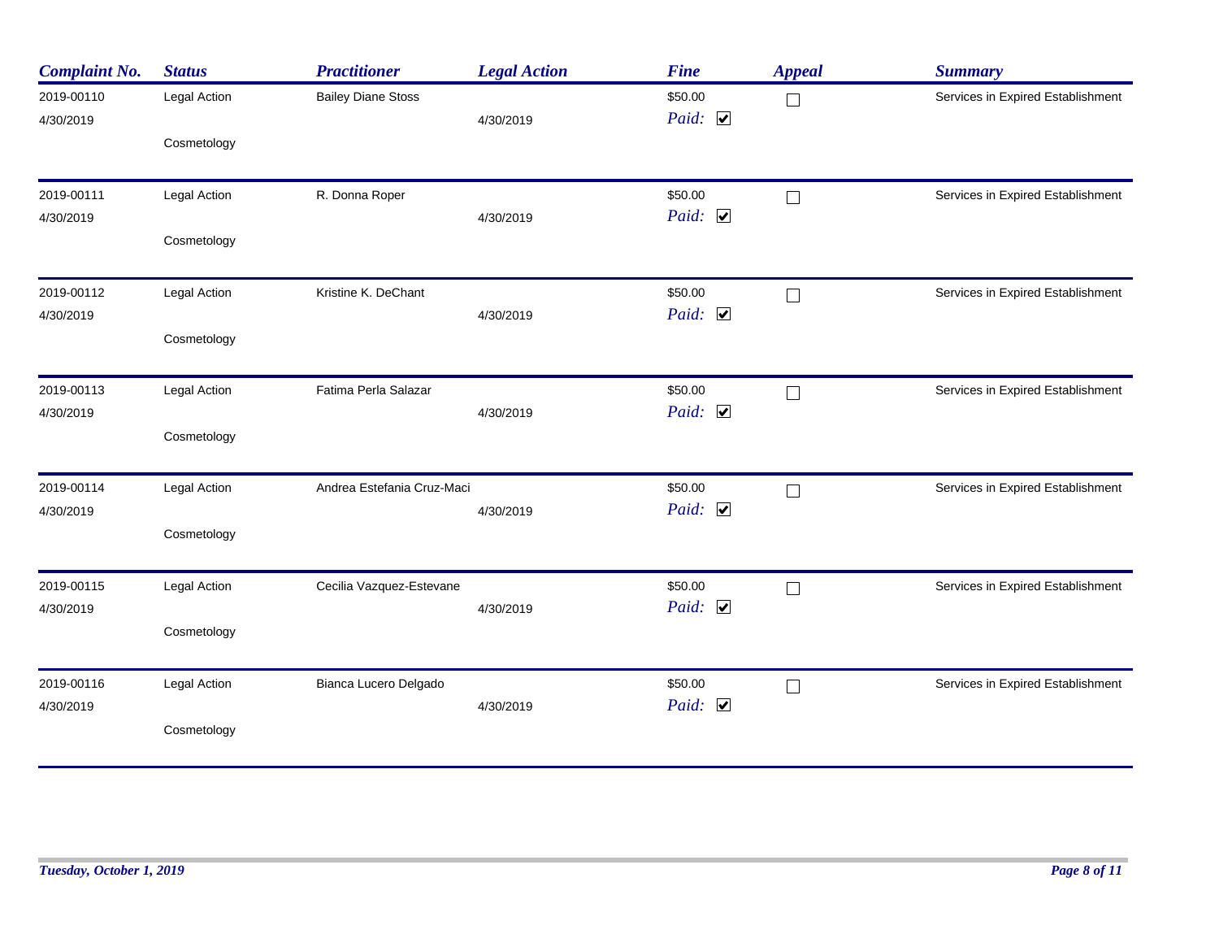| Complaint No. | Status | Practitioner | Legal Action | Fine | Appeal | Summary |
|---|---|---|---|---|---|---|
| 2019-00110<br>4/30/2019 | Legal Action<br>Cosmetology | Bailey Diane Stoss | 4/30/2019 | $50.00<br>Paid: ☑ | ☐ | Services in Expired Establishment |
| 2019-00111<br>4/30/2019 | Legal Action<br>Cosmetology | R. Donna Roper | 4/30/2019 | $50.00<br>Paid: ☑ | ☐ | Services in Expired Establishment |
| 2019-00112<br>4/30/2019 | Legal Action<br>Cosmetology | Kristine K. DeChant | 4/30/2019 | $50.00<br>Paid: ☑ | ☐ | Services in Expired Establishment |
| 2019-00113<br>4/30/2019 | Legal Action<br>Cosmetology | Fatima Perla Salazar | 4/30/2019 | $50.00<br>Paid: ☑ | ☐ | Services in Expired Establishment |
| 2019-00114<br>4/30/2019 | Legal Action<br>Cosmetology | Andrea Estefania Cruz-Maci | 4/30/2019 | $50.00<br>Paid: ☑ | ☐ | Services in Expired Establishment |
| 2019-00115<br>4/30/2019 | Legal Action<br>Cosmetology | Cecilia Vazquez-Estevane | 4/30/2019 | $50.00<br>Paid: ☑ | ☐ | Services in Expired Establishment |
| 2019-00116<br>4/30/2019 | Legal Action<br>Cosmetology | Bianca Lucero Delgado | 4/30/2019 | $50.00<br>Paid: ☑ | ☐ | Services in Expired Establishment |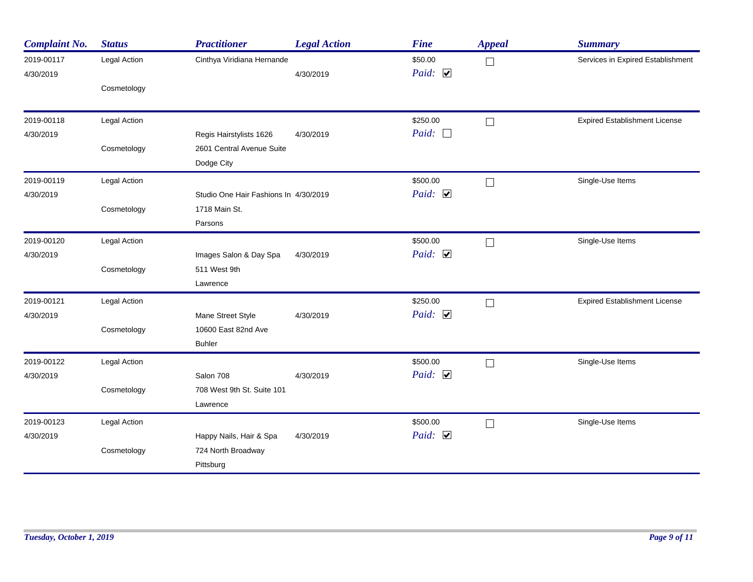| Complaint No. | Status | Practitioner | Legal Action | Fine | Appeal | Summary |
|---|---|---|---|---|---|---|
| 2019-00117<br>4/30/2019 | Legal Action<br>Cosmetology | Cinthya Viridiana Hernande | 4/30/2019 | $50.00<br>Paid: ☑ | ☐ | Services in Expired Establishment |
| 2019-00118<br>4/30/2019 | Legal Action<br>Cosmetology | Regis Hairstylists 1626<br>2601 Central Avenue Suite<br>Dodge City | 4/30/2019 | $250.00<br>Paid: ☐ | ☐ | Expired Establishment License |
| 2019-00119<br>4/30/2019 | Legal Action<br>Cosmetology | Studio One Hair Fashions In<br>1718 Main St.<br>Parsons | 4/30/2019 | $500.00<br>Paid: ☑ | ☐ | Single-Use Items |
| 2019-00120<br>4/30/2019 | Legal Action<br>Cosmetology | Images Salon & Day Spa<br>511 West 9th<br>Lawrence | 4/30/2019 | $500.00<br>Paid: ☑ | ☐ | Single-Use Items |
| 2019-00121<br>4/30/2019 | Legal Action<br>Cosmetology | Mane Street Style<br>10600 East 82nd Ave<br>Buhler | 4/30/2019 | $250.00<br>Paid: ☑ | ☐ | Expired Establishment License |
| 2019-00122<br>4/30/2019 | Legal Action<br>Cosmetology | Salon 708<br>708 West 9th St. Suite 101<br>Lawrence | 4/30/2019 | $500.00<br>Paid: ☑ | ☐ | Single-Use Items |
| 2019-00123<br>4/30/2019 | Legal Action<br>Cosmetology | Happy Nails, Hair & Spa<br>724 North Broadway<br>Pittsburg | 4/30/2019 | $500.00<br>Paid: ☑ | ☐ | Single-Use Items |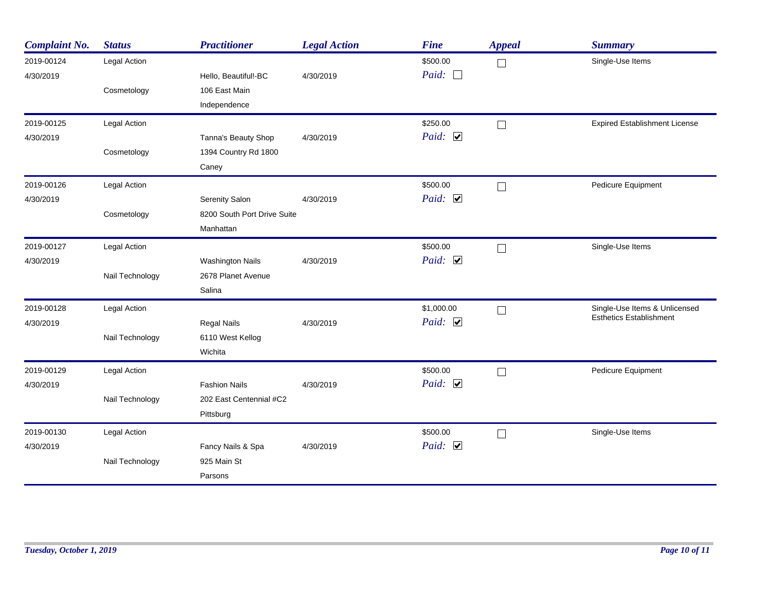| Complaint No. | Status | Practitioner | Legal Action | Fine | Appeal | Summary |
|---|---|---|---|---|---|---|
| 2019-00124<br>4/30/2019 | Legal Action<br>Cosmetology | Hello, Beautiful!-BC<br>106 East Main<br>Independence | 4/30/2019 | $500.00<br>Paid: ☐ | ☐ | Single-Use Items |
| 2019-00125<br>4/30/2019 | Legal Action<br>Cosmetology | Tanna's Beauty Shop<br>1394 Country Rd 1800<br>Caney | 4/30/2019 | $250.00<br>Paid: ☑ | ☐ | Expired Establishment License |
| 2019-00126<br>4/30/2019 | Legal Action<br>Cosmetology | Serenity Salon<br>8200 South Port Drive Suite<br>Manhattan | 4/30/2019 | $500.00<br>Paid: ☑ | ☐ | Pedicure Equipment |
| 2019-00127<br>4/30/2019 | Legal Action<br>Nail Technology | Washington Nails<br>2678 Planet Avenue<br>Salina | 4/30/2019 | $500.00<br>Paid: ☑ | ☐ | Single-Use Items |
| 2019-00128<br>4/30/2019 | Legal Action<br>Nail Technology | Regal Nails<br>6110 West Kellog<br>Wichita | 4/30/2019 | $1,000.00<br>Paid: ☑ | ☐ | Single-Use Items & Unlicensed Esthetics Establishment |
| 2019-00129<br>4/30/2019 | Legal Action<br>Nail Technology | Fashion Nails<br>202 East Centennial #C2<br>Pittsburg | 4/30/2019 | $500.00<br>Paid: ☑ | ☐ | Pedicure Equipment |
| 2019-00130<br>4/30/2019 | Legal Action<br>Nail Technology | Fancy Nails & Spa<br>925 Main St<br>Parsons | 4/30/2019 | $500.00<br>Paid: ☑ | ☐ | Single-Use Items |

*Tuesday, October 1, 2019*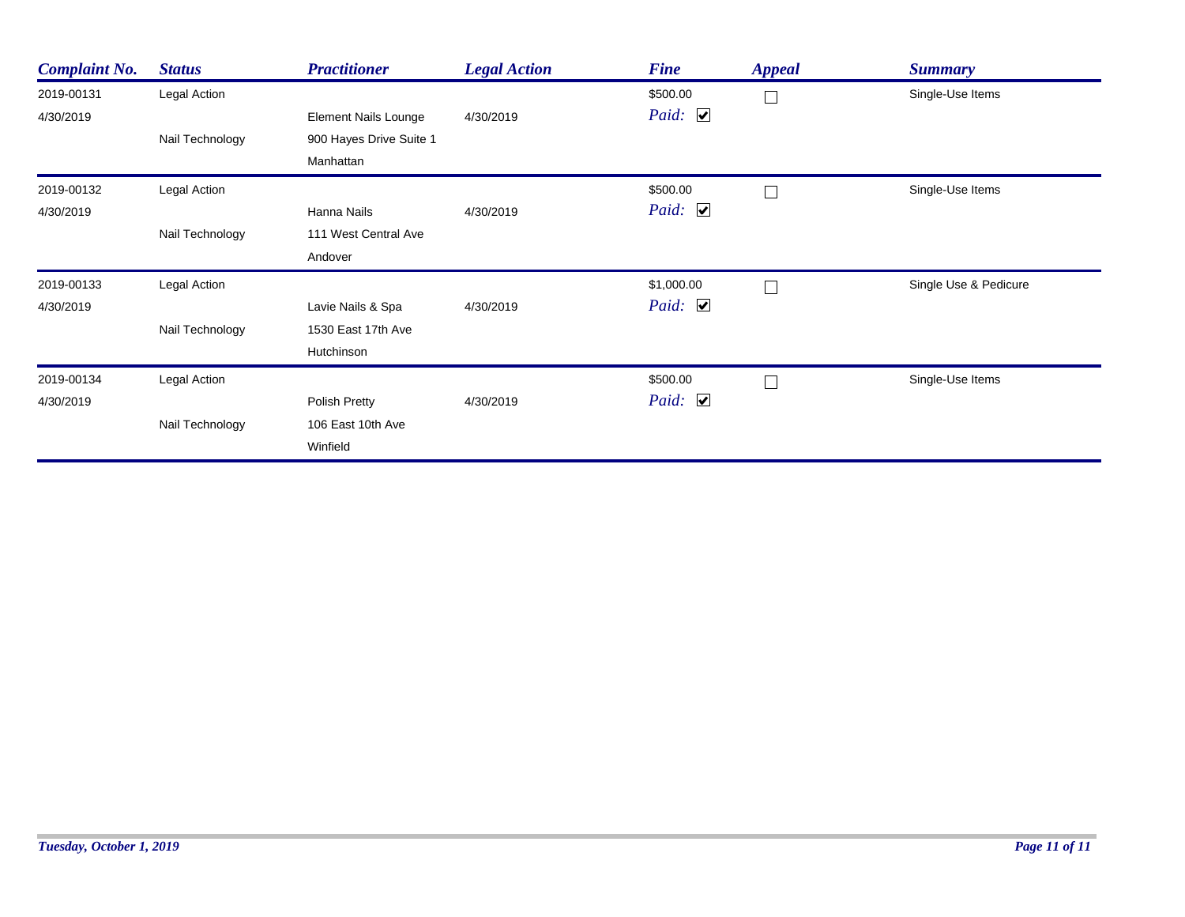| Complaint No. | Status | Practitioner | Legal Action | Fine | Appeal | Summary |
| --- | --- | --- | --- | --- | --- | --- |
| 2019-00131<br>4/30/2019 | Legal Action<br><br>Nail Technology | Element Nails Lounge<br>900 Hayes Drive Suite 1<br>Manhattan | 4/30/2019 | $500.00<br>Paid: ☑ | ☐ | Single-Use Items |
| 2019-00132<br>4/30/2019 | Legal Action<br><br>Nail Technology | Hanna Nails<br>111 West Central Ave<br>Andover | 4/30/2019 | $500.00<br>Paid: ☑ | ☐ | Single-Use Items |
| 2019-00133<br>4/30/2019 | Legal Action<br><br>Nail Technology | Lavie Nails & Spa<br>1530 East 17th Ave<br>Hutchinson | 4/30/2019 | $1,000.00<br>Paid: ☑ | ☐ | Single Use & Pedicure |
| 2019-00134<br>4/30/2019 | Legal Action<br><br>Nail Technology | Polish Pretty<br>106 East 10th Ave<br>Winfield | 4/30/2019 | $500.00<br>Paid: ☑ | ☐ | Single-Use Items |

*Tuesday, October 1, 2019*